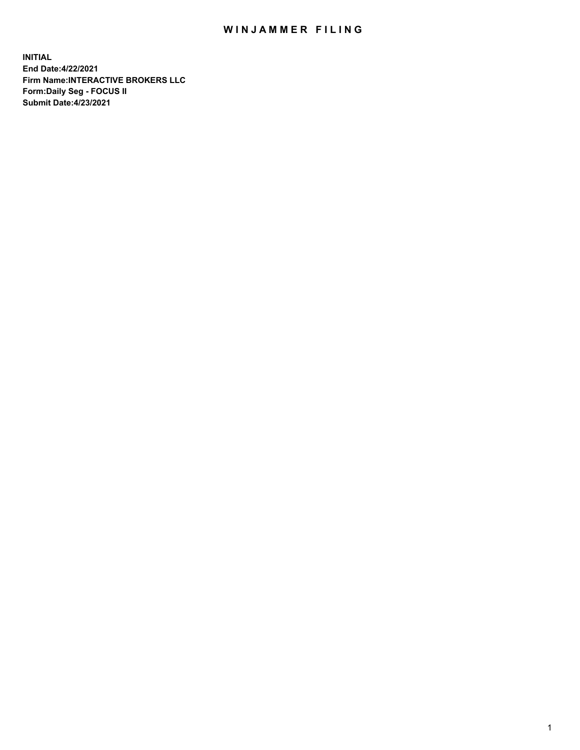# WINJAMMER FILING

**INITIAL**
**End Date:4/22/2021**
**Firm Name:INTERACTIVE BROKERS LLC**
**Form:Daily Seg - FOCUS II**
**Submit Date:4/23/2021**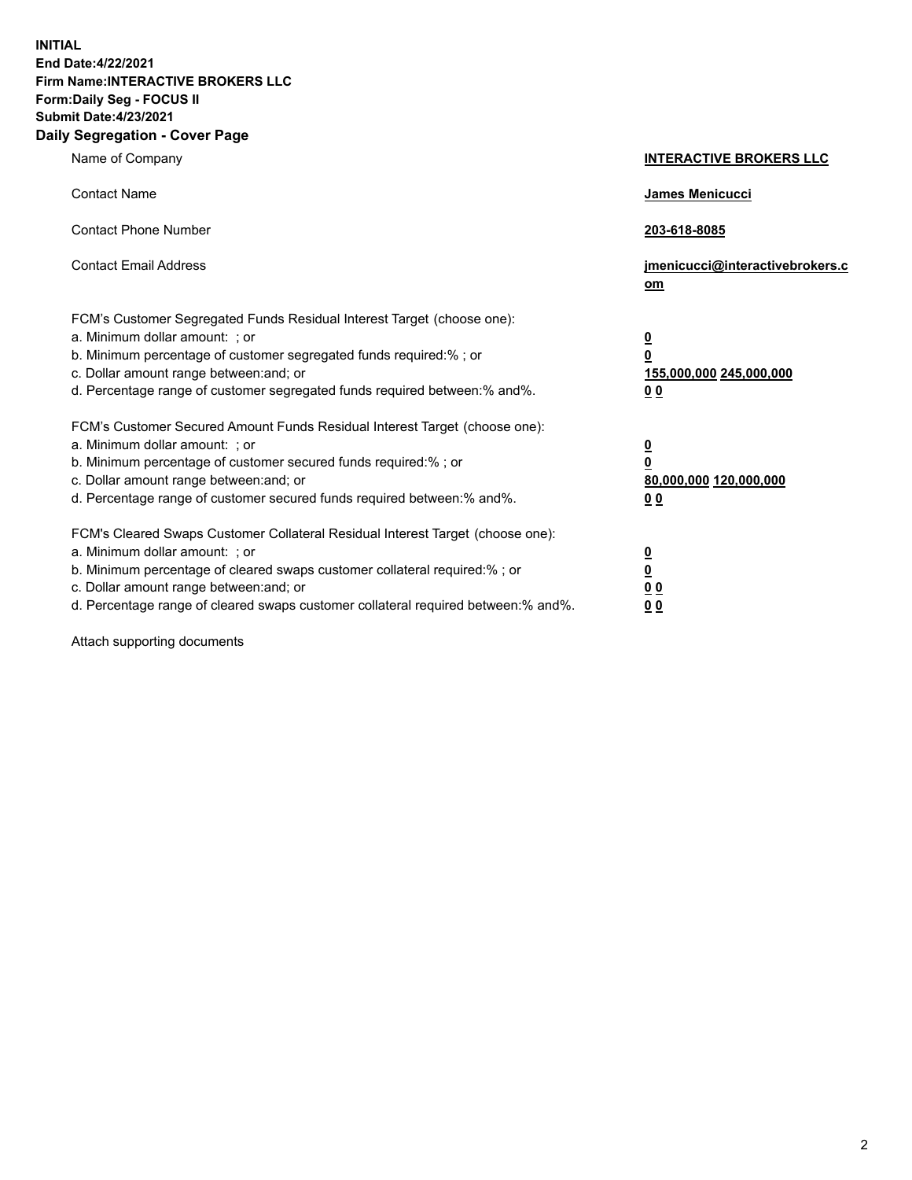**INITIAL**
**End Date:4/22/2021**
**Firm Name:INTERACTIVE BROKERS LLC**
**Form:Daily Seg - FOCUS II**
**Submit Date:4/23/2021**

## Daily Segregation - Cover Page

| | |
|---|---|
| Name of Company | **INTERACTIVE BROKERS LLC** |
| Contact Name | **James Menicucci** |
| Contact Phone Number | **203-618-8085** |
| Contact Email Address | **jmenicucci@interactivebrokers.com** |
| FCM's Customer Segregated Funds Residual Interest Target (choose one): | |
| a. Minimum dollar amount: ; or | **0** |
| b. Minimum percentage of customer segregated funds required:% ; or | **0** |
| c. Dollar amount range between:and; or | **155,000,000 245,000,000** |
| d. Percentage range of customer segregated funds required between:% and%. | **0 0** |
| FCM's Customer Secured Amount Funds Residual Interest Target (choose one): | |
| a. Minimum dollar amount: ; or | **0** |
| b. Minimum percentage of customer secured funds required:% ; or | **0** |
| c. Dollar amount range between:and; or | **80,000,000 120,000,000** |
| d. Percentage range of customer secured funds required between:% and%. | **0 0** |
| FCM's Cleared Swaps Customer Collateral Residual Interest Target (choose one): | |
| a. Minimum dollar amount: ; or | **0** |
| b. Minimum percentage of cleared swaps customer collateral required:% ; or | **0** |
| c. Dollar amount range between:and; or | **0 0** |
| d. Percentage range of cleared swaps customer collateral required between:% and%. | **0 0** |

Attach supporting documents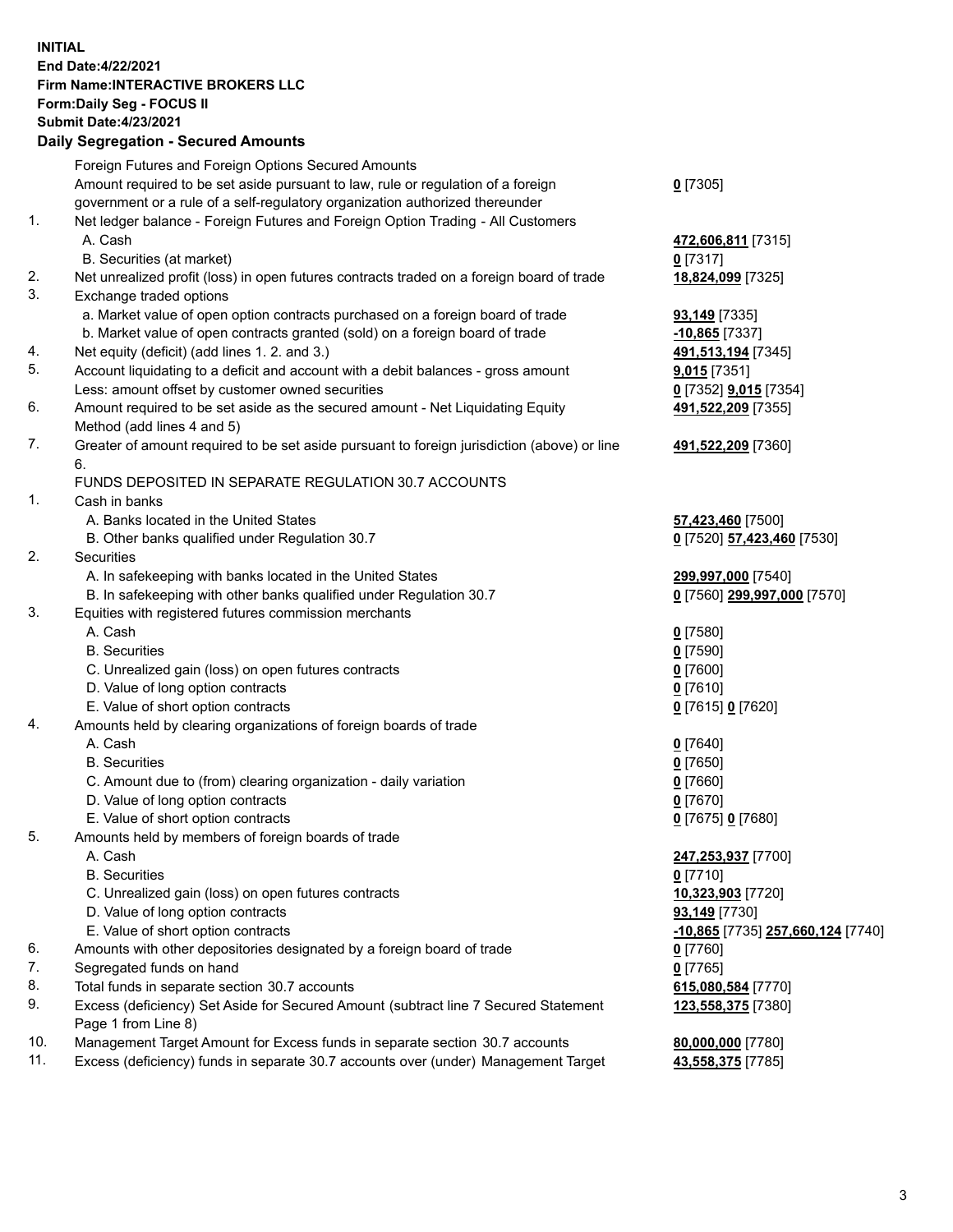**INITIAL**
**End Date:4/22/2021**
**Firm Name:INTERACTIVE BROKERS LLC**
**Form:Daily Seg - FOCUS II**
**Submit Date:4/23/2021**

### Daily Segregation - Secured Amounts

| | | |
|---|---|---|
| | Foreign Futures and Foreign Options Secured Amounts | |
| | Amount required to be set aside pursuant to law, rule or regulation of a foreign government or a rule of a self-regulatory organization authorized thereunder | **0** [7305] |
| 1. | Net ledger balance - Foreign Futures and Foreign Option Trading - All Customers | |
| | A. Cash | **472,606,811** [7315] |
| | B. Securities (at market) | **0** [7317] |
| 2. | Net unrealized profit (loss) in open futures contracts traded on a foreign board of trade | **18,824,099** [7325] |
| 3. | Exchange traded options | |
| | a. Market value of open option contracts purchased on a foreign board of trade | **93,149** [7335] |
| | b. Market value of open contracts granted (sold) on a foreign board of trade | **-10,865** [7337] |
| 4. | Net equity (deficit) (add lines 1. 2. and 3.) | **491,513,194** [7345] |
| 5. | Account liquidating to a deficit and account with a debit balances - gross amount | **9,015** [7351] |
| | Less: amount offset by customer owned securities | **0** [7352] **9,015** [7354] |
| 6. | Amount required to be set aside as the secured amount - Net Liquidating Equity Method (add lines 4 and 5) | **491,522,209** [7355] |
| 7. | Greater of amount required to be set aside pursuant to foreign jurisdiction (above) or line 6. | **491,522,209** [7360] |
| | FUNDS DEPOSITED IN SEPARATE REGULATION 30.7 ACCOUNTS | |
| 1. | Cash in banks | |
| | A. Banks located in the United States | **57,423,460** [7500] |
| | B. Other banks qualified under Regulation 30.7 | **0** [7520] **57,423,460** [7530] |
| 2. | Securities | |
| | A. In safekeeping with banks located in the United States | **299,997,000** [7540] |
| | B. In safekeeping with other banks qualified under Regulation 30.7 | **0** [7560] **299,997,000** [7570] |
| 3. | Equities with registered futures commission merchants | |
| | A. Cash | **0** [7580] |
| | B. Securities | **0** [7590] |
| | C. Unrealized gain (loss) on open futures contracts | **0** [7600] |
| | D. Value of long option contracts | **0** [7610] |
| | E. Value of short option contracts | **0** [7615] **0** [7620] |
| 4. | Amounts held by clearing organizations of foreign boards of trade | |
| | A. Cash | **0** [7640] |
| | B. Securities | **0** [7650] |
| | C. Amount due to (from) clearing organization - daily variation | **0** [7660] |
| | D. Value of long option contracts | **0** [7670] |
| | E. Value of short option contracts | **0** [7675] **0** [7680] |
| 5. | Amounts held by members of foreign boards of trade | |
| | A. Cash | **247,253,937** [7700] |
| | B. Securities | **0** [7710] |
| | C. Unrealized gain (loss) on open futures contracts | **10,323,903** [7720] |
| | D. Value of long option contracts | **93,149** [7730] |
| | E. Value of short option contracts | **-10,865** [7735] **257,660,124** [7740] |
| 6. | Amounts with other depositories designated by a foreign board of trade | **0** [7760] |
| 7. | Segregated funds on hand | **0** [7765] |
| 8. | Total funds in separate section 30.7 accounts | **615,080,584** [7770] |
| 9. | Excess (deficiency) Set Aside for Secured Amount (subtract line 7 Secured Statement Page 1 from Line 8) | **123,558,375** [7380] |
| 10. | Management Target Amount for Excess funds in separate section 30.7 accounts | **80,000,000** [7780] |
| 11. | Excess (deficiency) funds in separate 30.7 accounts over (under) Management Target | **43,558,375** [7785] |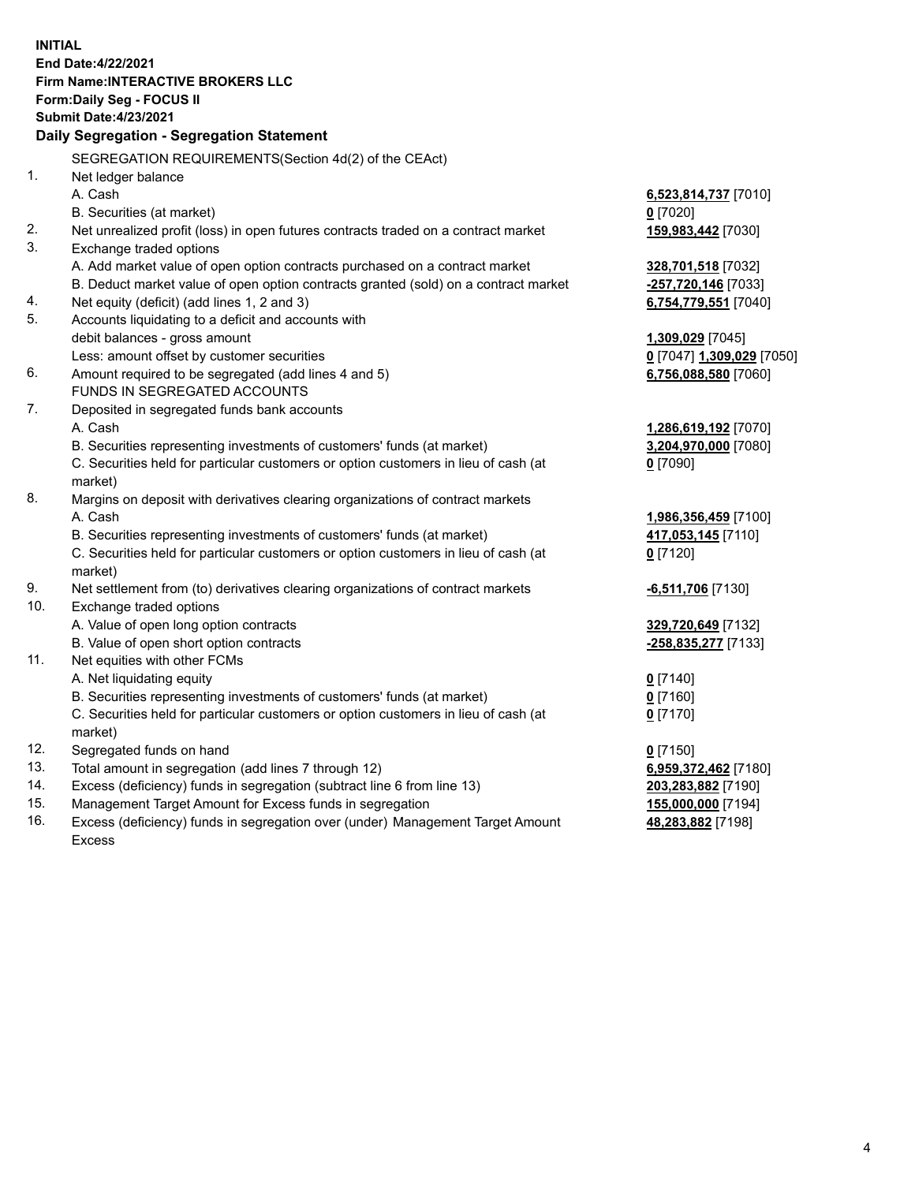**INITIAL**
**End Date:4/22/2021**
**Firm Name:INTERACTIVE BROKERS LLC**
**Form:Daily Seg - FOCUS II**
**Submit Date:4/23/2021**

**Daily Segregation - Segregation Statement**

| | | |
|---|---|---|
| | SEGREGATION REQUIREMENTS(Section 4d(2) of the CEAct) | |
| 1. | Net ledger balance | |
| | A. Cash | **6,523,814,737** [7010] |
| | B. Securities (at market) | **0** [7020] |
| 2. | Net unrealized profit (loss) in open futures contracts traded on a contract market | **159,983,442** [7030] |
| 3. | Exchange traded options | |
| | A. Add market value of open option contracts purchased on a contract market | **328,701,518** [7032] |
| | B. Deduct market value of open option contracts granted (sold) on a contract market | **-257,720,146** [7033] |
| 4. | Net equity (deficit) (add lines 1, 2 and 3) | **6,754,779,551** [7040] |
| 5. | Accounts liquidating to a deficit and accounts with | |
| | debit balances - gross amount | **1,309,029** [7045] |
| | Less: amount offset by customer securities | **0** [7047] **1,309,029** [7050] |
| 6. | Amount required to be segregated (add lines 4 and 5) | **6,756,088,580** [7060] |
| | FUNDS IN SEGREGATED ACCOUNTS | |
| 7. | Deposited in segregated funds bank accounts | |
| | A. Cash | **1,286,619,192** [7070] |
| | B. Securities representing investments of customers' funds (at market) | **3,204,970,000** [7080] |
| | C. Securities held for particular customers or option customers in lieu of cash (at market) | **0** [7090] |
| 8. | Margins on deposit with derivatives clearing organizations of contract markets | |
| | A. Cash | **1,986,356,459** [7100] |
| | B. Securities representing investments of customers' funds (at market) | **417,053,145** [7110] |
| | C. Securities held for particular customers or option customers in lieu of cash (at market) | **0** [7120] |
| 9. | Net settlement from (to) derivatives clearing organizations of contract markets | **-6,511,706** [7130] |
| 10. | Exchange traded options | |
| | A. Value of open long option contracts | **329,720,649** [7132] |
| | B. Value of open short option contracts | **-258,835,277** [7133] |
| 11. | Net equities with other FCMs | |
| | A. Net liquidating equity | **0** [7140] |
| | B. Securities representing investments of customers' funds (at market) | **0** [7160] |
| | C. Securities held for particular customers or option customers in lieu of cash (at market) | **0** [7170] |
| 12. | Segregated funds on hand | **0** [7150] |
| 13. | Total amount in segregation (add lines 7 through 12) | **6,959,372,462** [7180] |
| 14. | Excess (deficiency) funds in segregation (subtract line 6 from line 13) | **203,283,882** [7190] |
| 15. | Management Target Amount for Excess funds in segregation | **155,000,000** [7194] |
| 16. | Excess (deficiency) funds in segregation over (under) Management Target Amount Excess | **48,283,882** [7198] |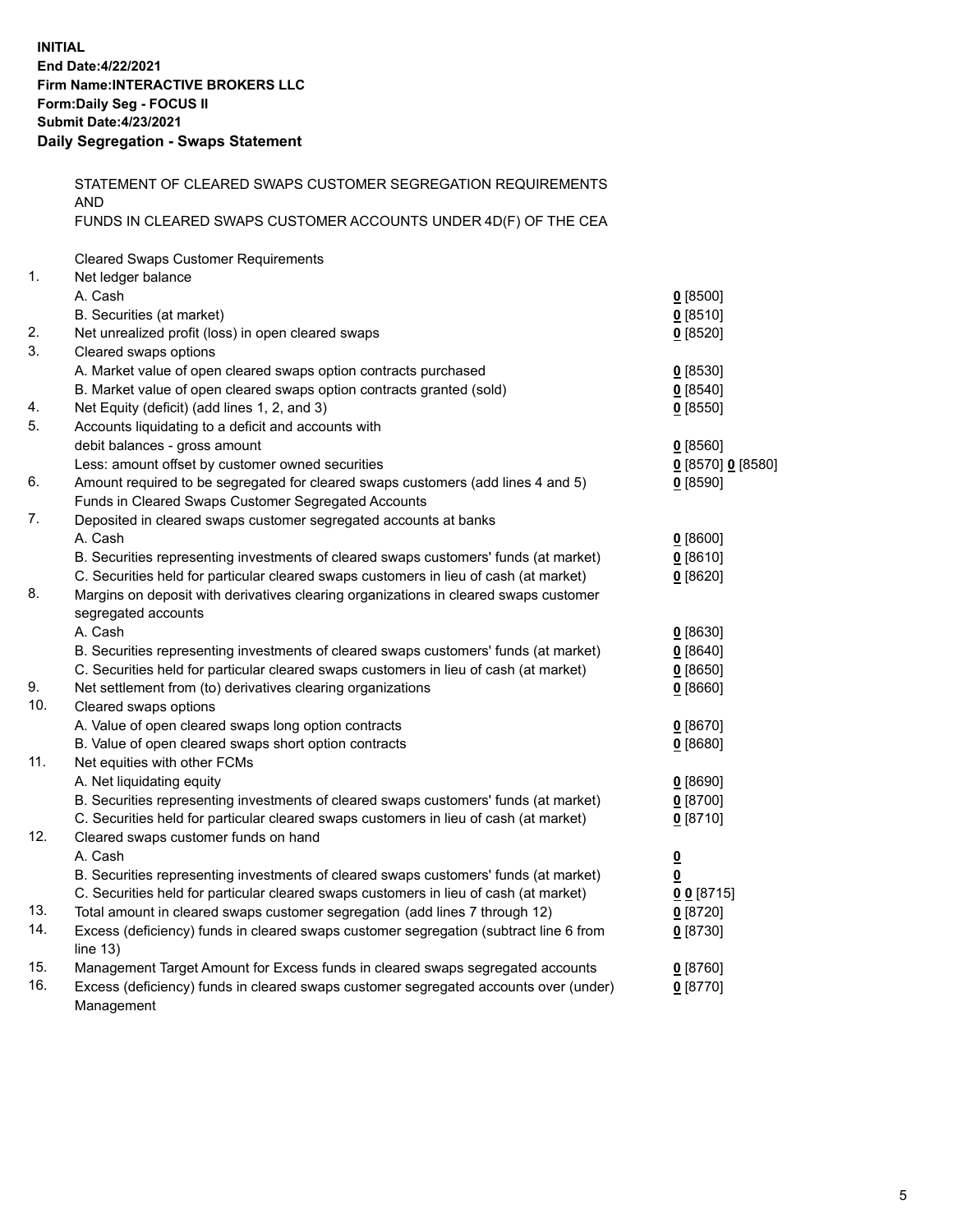**INITIAL**
**End Date:4/22/2021**
**Firm Name:INTERACTIVE BROKERS LLC**
**Form:Daily Seg - FOCUS II**
**Submit Date:4/23/2021**
**Daily Segregation - Swaps Statement**

STATEMENT OF CLEARED SWAPS CUSTOMER SEGREGATION REQUIREMENTS AND FUNDS IN CLEARED SWAPS CUSTOMER ACCOUNTS UNDER 4D(F) OF THE CEA

| | | |
|---|---|---|
| | Cleared Swaps Customer Requirements | |
| 1. | Net ledger balance | |
| | A. Cash | 0 [8500] |
| | B. Securities (at market) | 0 [8510] |
| 2. | Net unrealized profit (loss) in open cleared swaps | 0 [8520] |
| 3. | Cleared swaps options | |
| | A. Market value of open cleared swaps option contracts purchased | 0 [8530] |
| | B. Market value of open cleared swaps option contracts granted (sold) | 0 [8540] |
| 4. | Net Equity (deficit) (add lines 1, 2, and 3) | 0 [8550] |
| 5. | Accounts liquidating to a deficit and accounts with debit balances - gross amount | 0 [8560] |
| | Less: amount offset by customer owned securities | 0 [8570] 0 [8580] |
| 6. | Amount required to be segregated for cleared swaps customers (add lines 4 and 5) | 0 [8590] |
| | Funds in Cleared Swaps Customer Segregated Accounts | |
| 7. | Deposited in cleared swaps customer segregated accounts at banks | |
| | A. Cash | 0 [8600] |
| | B. Securities representing investments of cleared swaps customers' funds (at market) | 0 [8610] |
| | C. Securities held for particular cleared swaps customers in lieu of cash (at market) | 0 [8620] |
| 8. | Margins on deposit with derivatives clearing organizations in cleared swaps customer segregated accounts | |
| | A. Cash | 0 [8630] |
| | B. Securities representing investments of cleared swaps customers' funds (at market) | 0 [8640] |
| | C. Securities held for particular cleared swaps customers in lieu of cash (at market) | 0 [8650] |
| 9. | Net settlement from (to) derivatives clearing organizations | 0 [8660] |
| 10. | Cleared swaps options | |
| | A. Value of open cleared swaps long option contracts | 0 [8670] |
| | B. Value of open cleared swaps short option contracts | 0 [8680] |
| 11. | Net equities with other FCMs | |
| | A. Net liquidating equity | 0 [8690] |
| | B. Securities representing investments of cleared swaps customers' funds (at market) | 0 [8700] |
| | C. Securities held for particular cleared swaps customers in lieu of cash (at market) | 0 [8710] |
| 12. | Cleared swaps customer funds on hand | |
| | A. Cash | 0 |
| | B. Securities representing investments of cleared swaps customers' funds (at market) | 0 |
| | C. Securities held for particular cleared swaps customers in lieu of cash (at market) | 0 0 [8715] |
| 13. | Total amount in cleared swaps customer segregation (add lines 7 through 12) | 0 [8720] |
| 14. | Excess (deficiency) funds in cleared swaps customer segregation (subtract line 6 from line 13) | 0 [8730] |
| 15. | Management Target Amount for Excess funds in cleared swaps segregated accounts | 0 [8760] |
| 16. | Excess (deficiency) funds in cleared swaps customer segregated accounts over (under) Management | 0 [8770] |